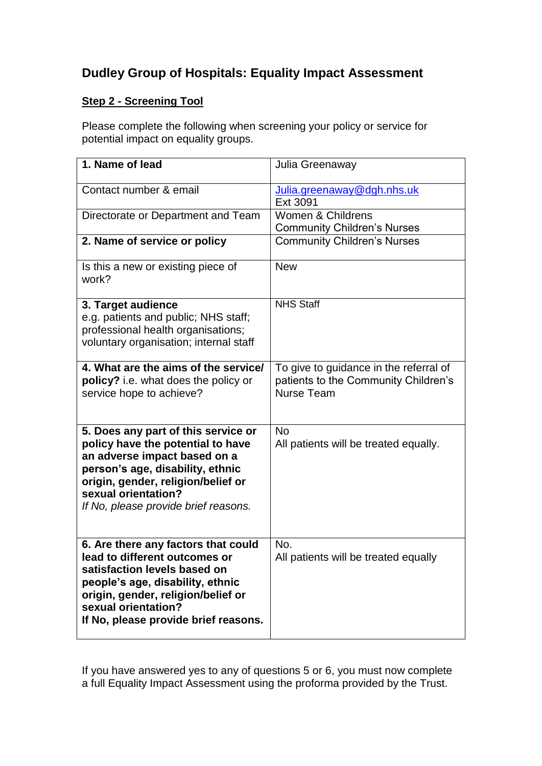# Dudley Group of Hospitals: Equality Impact Assessment

## Step 2 - Screening Tool

Please complete the following when screening your policy or service for potential impact on equality groups.

| | |
|---|---|
| **1. Name of lead** | Julia Greenaway |
| Contact number & email | Julia.greenaway@dgh.nhs.uk<br>Ext 3091 |
| Directorate or Department and Team | Women & Childrens<br>Community Children's Nurses |
| **2. Name of service or policy** | Community Children's Nurses |
| Is this a new or existing piece of work? | New |
| **3. Target audience**<br>e.g. patients and public; NHS staff; professional health organisations; voluntary organisation; internal staff | NHS Staff |
| **4. What are the aims of the service/ policy?** i.e. what does the policy or service hope to achieve? | To give to guidance in the referral of patients to the Community Children's Nurse Team |
| **5. Does any part of this service or policy have the potential to have an adverse impact based on a person's age, disability, ethnic origin, gender, religion/belief or sexual orientation?**<br>*If No, please provide brief reasons.* | No<br>All patients will be treated equally. |
| **6. Are there any factors that could lead to different outcomes or satisfaction levels based on people's age, disability, ethnic origin, gender, religion/belief or sexual orientation?**<br>**If No, please provide brief reasons.** | No.<br>All patients will be treated equally |

If you have answered yes to any of questions 5 or 6, you must now complete a full Equality Impact Assessment using the proforma provided by the Trust.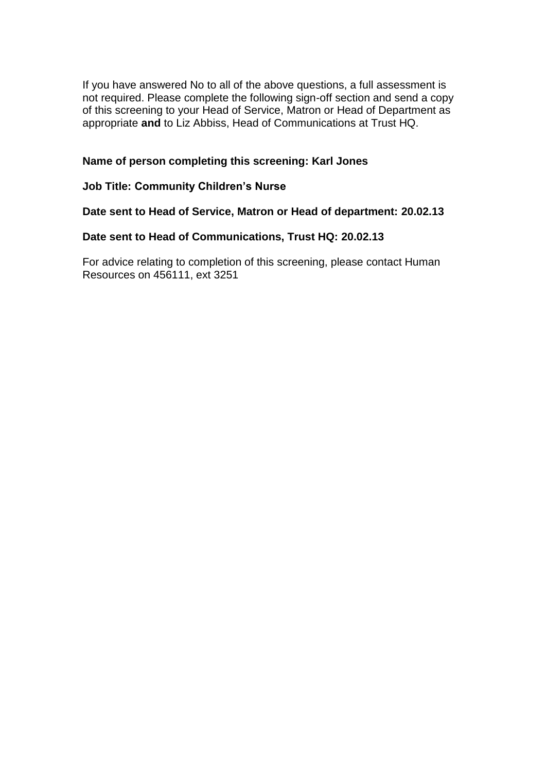If you have answered No to all of the above questions, a full assessment is not required. Please complete the following sign-off section and send a copy of this screening to your Head of Service, Matron or Head of Department as appropriate **and** to Liz Abbiss, Head of Communications at Trust HQ.

**Name of person completing this screening: Karl Jones**

**Job Title: Community Children's Nurse**

**Date sent to Head of Service, Matron or Head of department: 20.02.13**

**Date sent to Head of Communications, Trust HQ: 20.02.13**

For advice relating to completion of this screening, please contact Human Resources on 456111, ext 3251